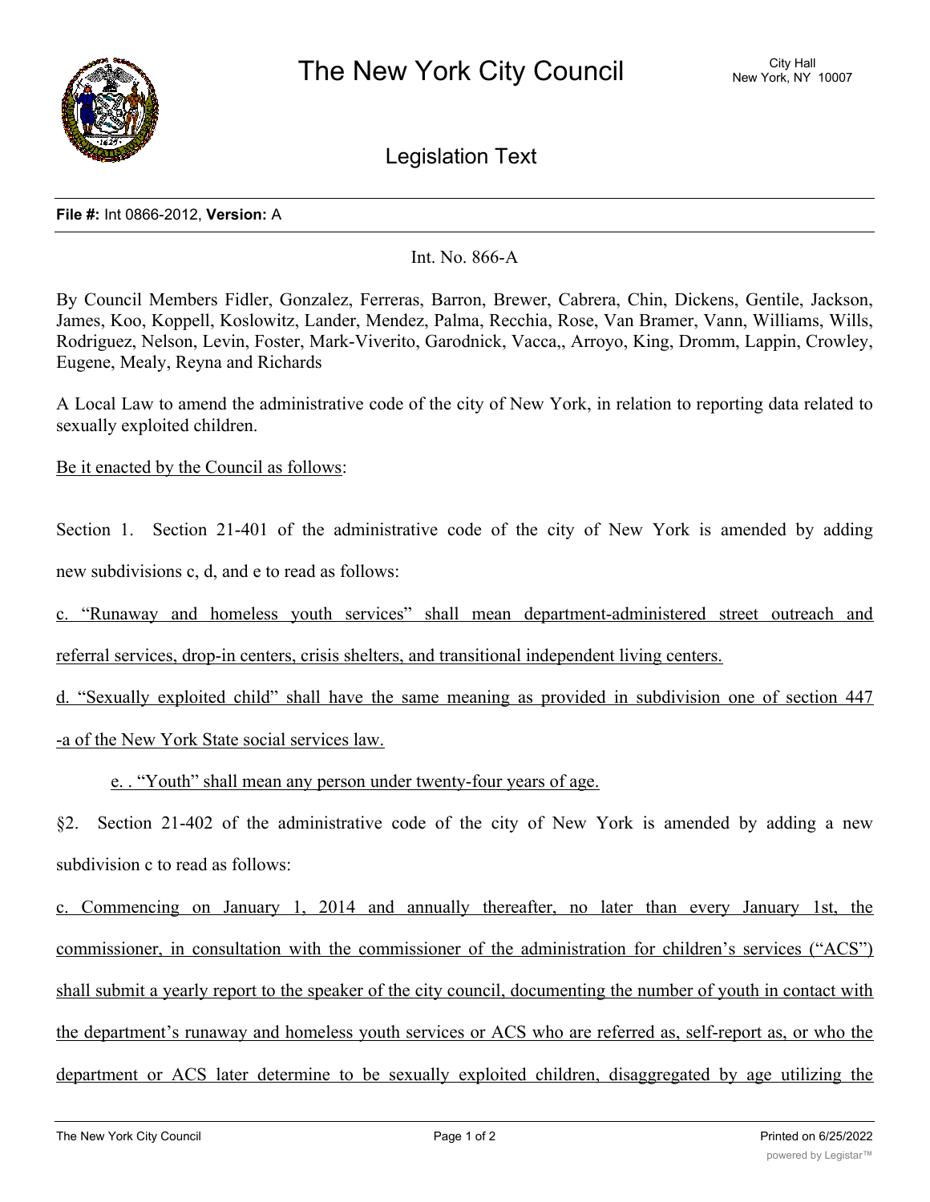# The New York City Council

City Hall
New York, NY 10007

## Legislation Text

**File #:** Int 0866-2012, **Version:** A

Int. No. 866-A

By Council Members Fidler, Gonzalez, Ferreras, Barron, Brewer, Cabrera, Chin, Dickens, Gentile, Jackson, James, Koo, Koppell, Koslowitz, Lander, Mendez, Palma, Recchia, Rose, Van Bramer, Vann, Williams, Wills, Rodriguez, Nelson, Levin, Foster, Mark-Viverito, Garodnick, Vacca,, Arroyo, King, Dromm, Lappin, Crowley, Eugene, Mealy, Reyna and Richards

A Local Law to amend the administrative code of the city of New York, in relation to reporting data related to sexually exploited children.

Be it enacted by the Council as follows:

Section 1. Section 21-401 of the administrative code of the city of New York is amended by adding new subdivisions c, d, and e to read as follows:

c. "Runaway and homeless youth services" shall mean department-administered street outreach and referral services, drop-in centers, crisis shelters, and transitional independent living centers.

d. "Sexually exploited child" shall have the same meaning as provided in subdivision one of section 447 -a of the New York State social services law.

e. . "Youth" shall mean any person under twenty-four years of age.

§2. Section 21-402 of the administrative code of the city of New York is amended by adding a new subdivision c to read as follows:

c. Commencing on January 1, 2014 and annually thereafter, no later than every January 1st, the commissioner, in consultation with the commissioner of the administration for children's services ("ACS") shall submit a yearly report to the speaker of the city council, documenting the number of youth in contact with the department's runaway and homeless youth services or ACS who are referred as, self-report as, or who the department or ACS later determine to be sexually exploited children, disaggregated by age utilizing the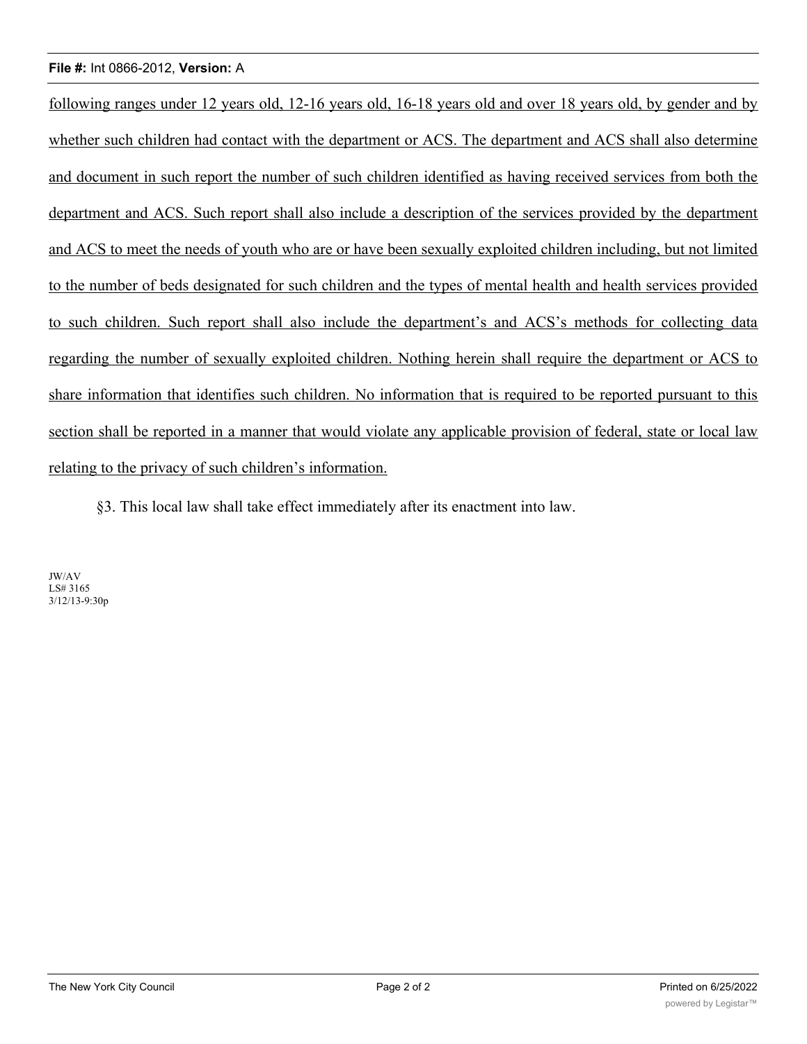following ranges under 12 years old, 12-16 years old, 16-18 years old and over 18 years old, by gender and by whether such children had contact with the department or ACS. The department and ACS shall also determine and document in such report the number of such children identified as having received services from both the department and ACS. Such report shall also include a description of the services provided by the department and ACS to meet the needs of youth who are or have been sexually exploited children including, but not limited to the number of beds designated for such children and the types of mental health and health services provided to such children. Such report shall also include the department's and ACS's methods for collecting data regarding the number of sexually exploited children. Nothing herein shall require the department or ACS to share information that identifies such children. No information that is required to be reported pursuant to this section shall be reported in a manner that would violate any applicable provision of federal, state or local law relating to the privacy of such children's information.

§3. This local law shall take effect immediately after its enactment into law.

JW/AV
LS# 3165
3/12/13-9:30p